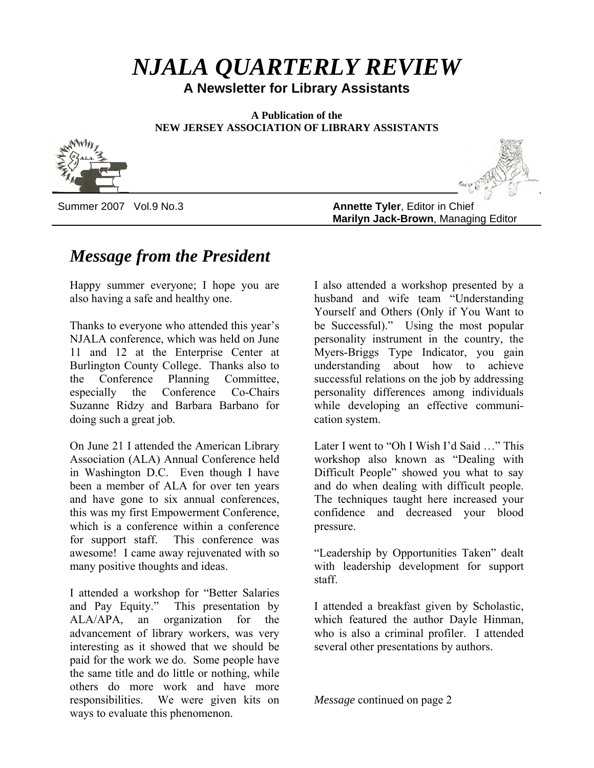# *NJALA QUARTERLY REVIEW*

**A Newsletter for Library Assistants**

**A Publication of the NEW JERSEY ASSOCIATION OF LIBRARY ASSISTANTS**

Summer 2007 Vol.9 No.3

**Annette Tyler**, Editor in Chief
**Marilyn Jack-Brown**, Managing Editor

## *Message from the President*

Happy summer everyone; I hope you are also having a safe and healthy one.

Thanks to everyone who attended this year's NJALA conference, which was held on June 11 and 12 at the Enterprise Center at Burlington County College. Thanks also to the Conference Planning Committee, especially the Conference Co-Chairs Suzanne Ridzy and Barbara Barbano for doing such a great job.

On June 21 I attended the American Library Association (ALA) Annual Conference held in Washington D.C. Even though I have been a member of ALA for over ten years and have gone to six annual conferences, this was my first Empowerment Conference, which is a conference within a conference for support staff. This conference was awesome! I came away rejuvenated with so many positive thoughts and ideas.

I attended a workshop for "Better Salaries and Pay Equity." This presentation by ALA/APA, an organization for the advancement of library workers, was very interesting as it showed that we should be paid for the work we do. Some people have the same title and do little or nothing, while others do more work and have more responsibilities. We were given kits on ways to evaluate this phenomenon.

I also attended a workshop presented by a husband and wife team "Understanding Yourself and Others (Only if You Want to be Successful)." Using the most popular personality instrument in the country, the Myers-Briggs Type Indicator, you gain understanding about how to achieve successful relations on the job by addressing personality differences among individuals while developing an effective communication system.

Later I went to "Oh I Wish I'd Said …" This workshop also known as "Dealing with Difficult People" showed you what to say and do when dealing with difficult people. The techniques taught here increased your confidence and decreased your blood pressure.

"Leadership by Opportunities Taken" dealt with leadership development for support staff.

I attended a breakfast given by Scholastic, which featured the author Dayle Hinman, who is also a criminal profiler. I attended several other presentations by authors.

*Message* continued on page 2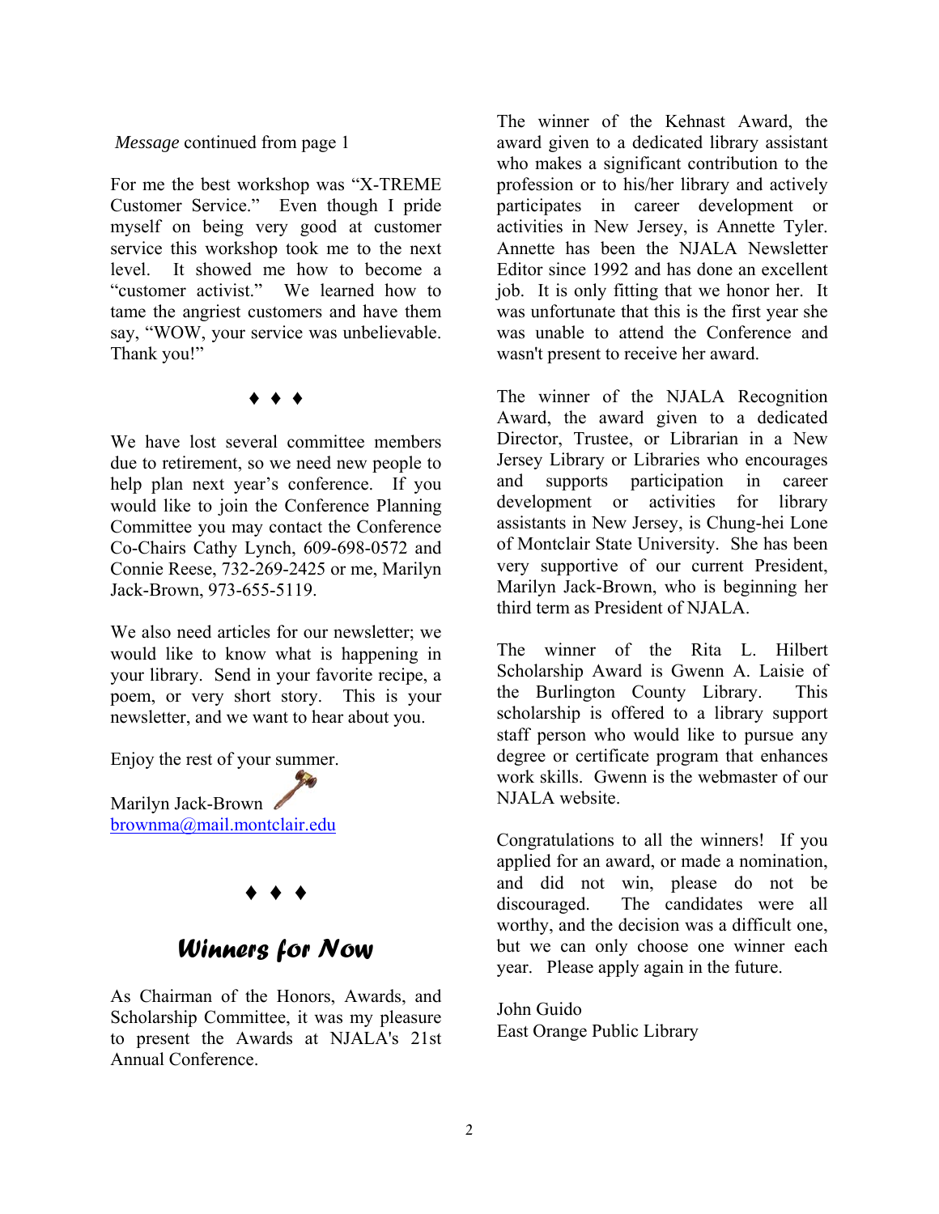*Message* continued from page 1

For me the best workshop was "X-TREME Customer Service." Even though I pride myself on being very good at customer service this workshop took me to the next level. It showed me how to become a "customer activist." We learned how to tame the angriest customers and have them say, "WOW, your service was unbelievable. Thank you!"

♦ ♦ ♦

We have lost several committee members due to retirement, so we need new people to help plan next year's conference. If you would like to join the Conference Planning Committee you may contact the Conference Co-Chairs Cathy Lynch, 609-698-0572 and Connie Reese, 732-269-2425 or me, Marilyn Jack-Brown, 973-655-5119.

We also need articles for our newsletter; we would like to know what is happening in your library. Send in your favorite recipe, a poem, or very short story. This is your newsletter, and we want to hear about you.

Enjoy the rest of your summer.

Marilyn Jack-Brown
brownma@mail.montclair.edu

♦ ♦ ♦

## Winners for Now

As Chairman of the Honors, Awards, and Scholarship Committee, it was my pleasure to present the Awards at NJALA's 21st Annual Conference.

The winner of the Kehnast Award, the award given to a dedicated library assistant who makes a significant contribution to the profession or to his/her library and actively participates in career development or activities in New Jersey, is Annette Tyler. Annette has been the NJALA Newsletter Editor since 1992 and has done an excellent job. It is only fitting that we honor her. It was unfortunate that this is the first year she was unable to attend the Conference and wasn't present to receive her award.

The winner of the NJALA Recognition Award, the award given to a dedicated Director, Trustee, or Librarian in a New Jersey Library or Libraries who encourages and supports participation in career development or activities for library assistants in New Jersey, is Chung-hei Lone of Montclair State University. She has been very supportive of our current President, Marilyn Jack-Brown, who is beginning her third term as President of NJALA.

The winner of the Rita L. Hilbert Scholarship Award is Gwenn A. Laisie of the Burlington County Library. This scholarship is offered to a library support staff person who would like to pursue any degree or certificate program that enhances work skills. Gwenn is the webmaster of our NJALA website.

Congratulations to all the winners! If you applied for an award, or made a nomination, and did not win, please do not be discouraged. The candidates were all worthy, and the decision was a difficult one, but we can only choose one winner each year. Please apply again in the future.

John Guido
East Orange Public Library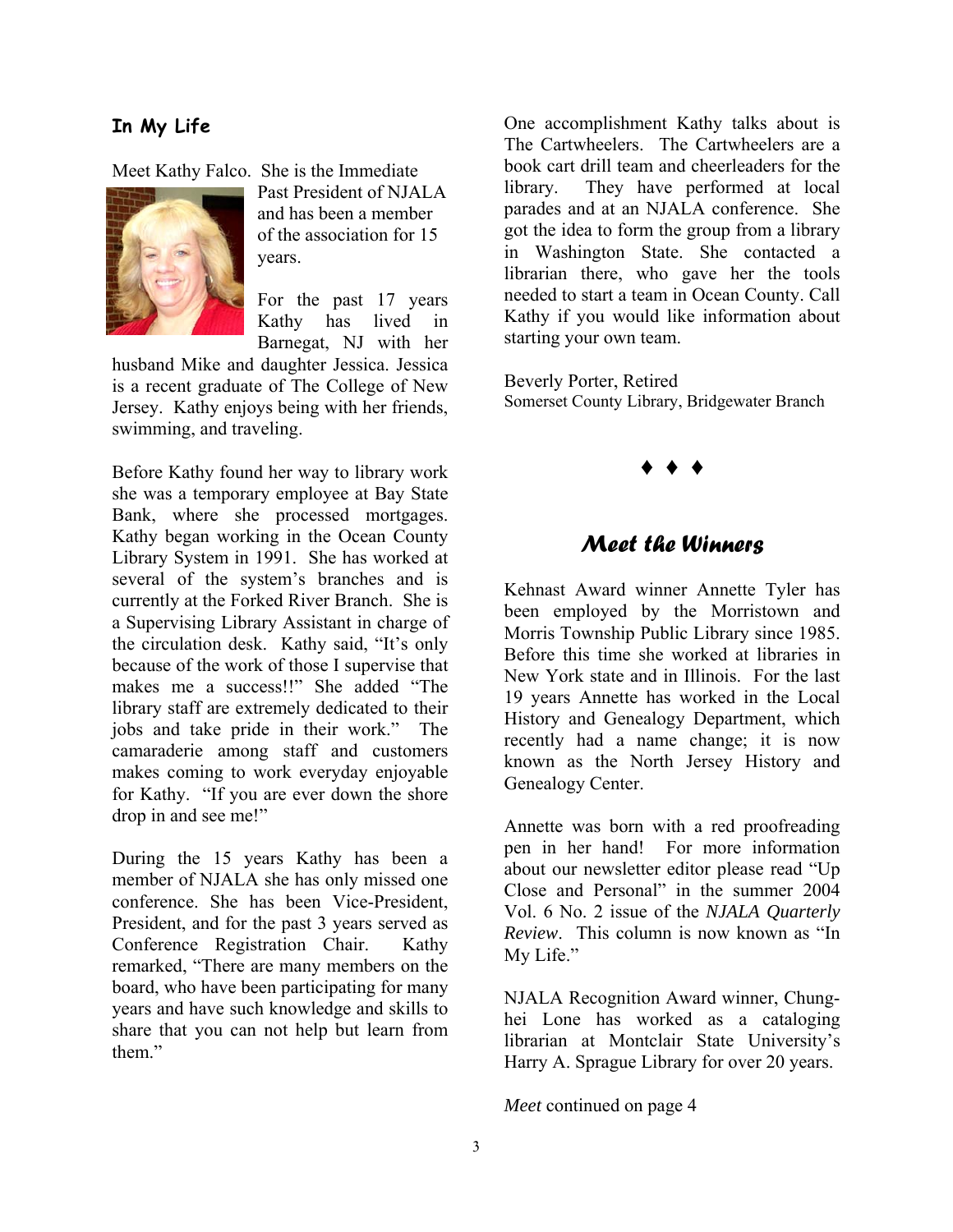## In My Life

Meet Kathy Falco. She is the Immediate Past President of NJALA and has been a member of the association for 15 years.

For the past 17 years Kathy has lived in Barnegat, NJ with her husband Mike and daughter Jessica. Jessica is a recent graduate of The College of New Jersey. Kathy enjoys being with her friends, swimming, and traveling.

Before Kathy found her way to library work she was a temporary employee at Bay State Bank, where she processed mortgages. Kathy began working in the Ocean County Library System in 1991. She has worked at several of the system's branches and is currently at the Forked River Branch. She is a Supervising Library Assistant in charge of the circulation desk. Kathy said, "It's only because of the work of those I supervise that makes me a success!!" She added "The library staff are extremely dedicated to their jobs and take pride in their work." The camaraderie among staff and customers makes coming to work everyday enjoyable for Kathy. "If you are ever down the shore drop in and see me!"

During the 15 years Kathy has been a member of NJALA she has only missed one conference. She has been Vice-President, President, and for the past 3 years served as Conference Registration Chair. Kathy remarked, "There are many members on the board, who have been participating for many years and have such knowledge and skills to share that you can not help but learn from them."

One accomplishment Kathy talks about is The Cartwheelers. The Cartwheelers are a book cart drill team and cheerleaders for the library. They have performed at local parades and at an NJALA conference. She got the idea to form the group from a library in Washington State. She contacted a librarian there, who gave her the tools needed to start a team in Ocean County. Call Kathy if you would like information about starting your own team.

Beverly Porter, Retired
Somerset County Library, Bridgewater Branch

♦ ♦ ♦

## Meet the Winners

Kehnast Award winner Annette Tyler has been employed by the Morristown and Morris Township Public Library since 1985. Before this time she worked at libraries in New York state and in Illinois. For the last 19 years Annette has worked in the Local History and Genealogy Department, which recently had a name change; it is now known as the North Jersey History and Genealogy Center.

Annette was born with a red proofreading pen in her hand! For more information about our newsletter editor please read "Up Close and Personal" in the summer 2004 Vol. 6 No. 2 issue of the *NJALA Quarterly Review*. This column is now known as "In My Life."

NJALA Recognition Award winner, Chung-hei Lone has worked as a cataloging librarian at Montclair State University's Harry A. Sprague Library for over 20 years.

*Meet* continued on page 4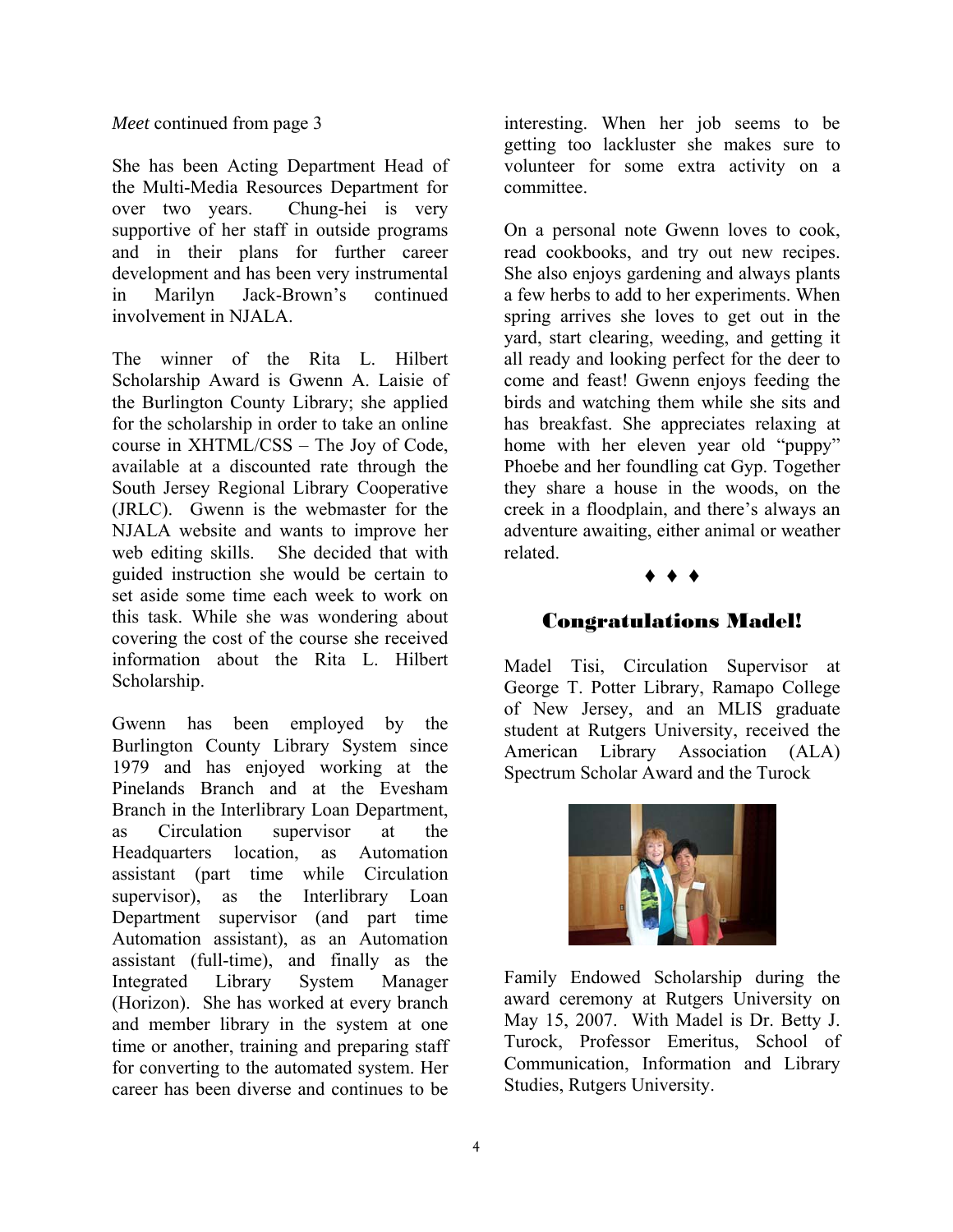*Meet* continued from page 3

She has been Acting Department Head of the Multi-Media Resources Department for over two years. Chung-hei is very supportive of her staff in outside programs and in their plans for further career development and has been very instrumental in Marilyn Jack-Brown's continued involvement in NJALA.

The winner of the Rita L. Hilbert Scholarship Award is Gwenn A. Laisie of the Burlington County Library; she applied for the scholarship in order to take an online course in XHTML/CSS – The Joy of Code, available at a discounted rate through the South Jersey Regional Library Cooperative (JRLC). Gwenn is the webmaster for the NJALA website and wants to improve her web editing skills. She decided that with guided instruction she would be certain to set aside some time each week to work on this task. While she was wondering about covering the cost of the course she received information about the Rita L. Hilbert Scholarship.

Gwenn has been employed by the Burlington County Library System since 1979 and has enjoyed working at the Pinelands Branch and at the Evesham Branch in the Interlibrary Loan Department, as Circulation supervisor at the Headquarters location, as Automation assistant (part time while Circulation supervisor), as the Interlibrary Loan Department supervisor (and part time Automation assistant), as an Automation assistant (full-time), and finally as the Integrated Library System Manager (Horizon). She has worked at every branch and member library in the system at one time or another, training and preparing staff for converting to the automated system. Her career has been diverse and continues to be interesting. When her job seems to be getting too lackluster she makes sure to volunteer for some extra activity on a committee.

On a personal note Gwenn loves to cook, read cookbooks, and try out new recipes. She also enjoys gardening and always plants a few herbs to add to her experiments. When spring arrives she loves to get out in the yard, start clearing, weeding, and getting it all ready and looking perfect for the deer to come and feast! Gwenn enjoys feeding the birds and watching them while she sits and has breakfast. She appreciates relaxing at home with her eleven year old "puppy" Phoebe and her foundling cat Gyp. Together they share a house in the woods, on the creek in a floodplain, and there's always an adventure awaiting, either animal or weather related.

♦ ♦ ♦

## Congratulations Madel!

Madel Tisi, Circulation Supervisor at George T. Potter Library, Ramapo College of New Jersey, and an MLIS graduate student at Rutgers University, received the American Library Association (ALA) Spectrum Scholar Award and the Turock Family Endowed Scholarship during the award ceremony at Rutgers University on May 15, 2007. With Madel is Dr. Betty J. Turock, Professor Emeritus, School of Communication, Information and Library Studies, Rutgers University.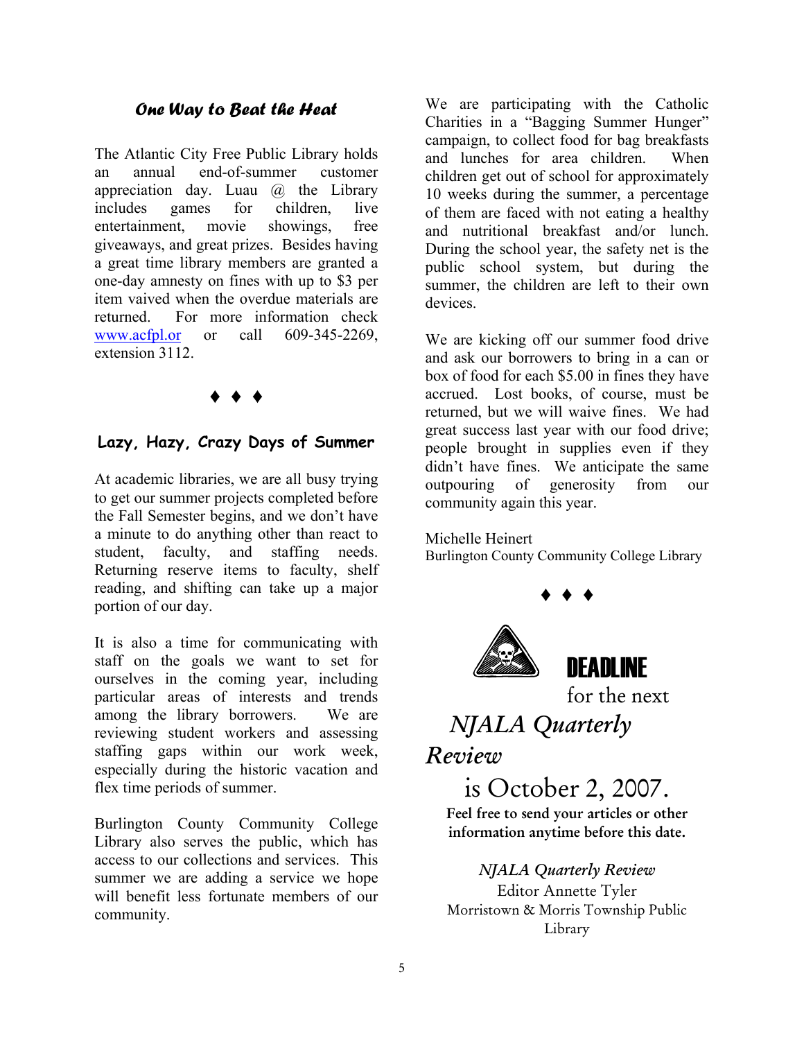### *One Way to Beat the Heat*

The Atlantic City Free Public Library holds an annual end-of-summer customer appreciation day. Luau @ the Library includes games for children, live entertainment, movie showings, free giveaways, and great prizes. Besides having a great time library members are granted a one-day amnesty on fines with up to $3 per item vaived when the overdue materials are returned. For more information check [www.acfpl.or](www.acfpl.or) or call 609-345-2269, extension 3112.

♦ ♦ ♦

### Lazy, Hazy, Crazy Days of Summer

At academic libraries, we are all busy trying to get our summer projects completed before the Fall Semester begins, and we don't have a minute to do anything other than react to student, faculty, and staffing needs. Returning reserve items to faculty, shelf reading, and shifting can take up a major portion of our day.

It is also a time for communicating with staff on the goals we want to set for ourselves in the coming year, including particular areas of interests and trends among the library borrowers. We are reviewing student workers and assessing staffing gaps within our work week, especially during the historic vacation and flex time periods of summer.

Burlington County Community College Library also serves the public, which has access to our collections and services. This summer we are adding a service we hope will benefit less fortunate members of our community.

We are participating with the Catholic Charities in a "Bagging Summer Hunger" campaign, to collect food for bag breakfasts and lunches for area children. When children get out of school for approximately 10 weeks during the summer, a percentage of them are faced with not eating a healthy and nutritional breakfast and/or lunch. During the school year, the safety net is the public school system, but during the summer, the children are left to their own devices.

We are kicking off our summer food drive and ask our borrowers to bring in a can or box of food for each $5.00 in fines they have accrued. Lost books, of course, must be returned, but we will waive fines. We had great success last year with our food drive; people brought in supplies even if they didn't have fines. We anticipate the same outpouring of generosity from our community again this year.

Michelle Heinert
Burlington County Community College Library

♦ ♦ ♦

**DEADLINE** for the next *NJALA Quarterly Review* is October 2, 2007.

**Feel free to send your articles or other information anytime before this date.**

*NJALA Quarterly Review*
Editor Annette Tyler
Morristown & Morris Township Public Library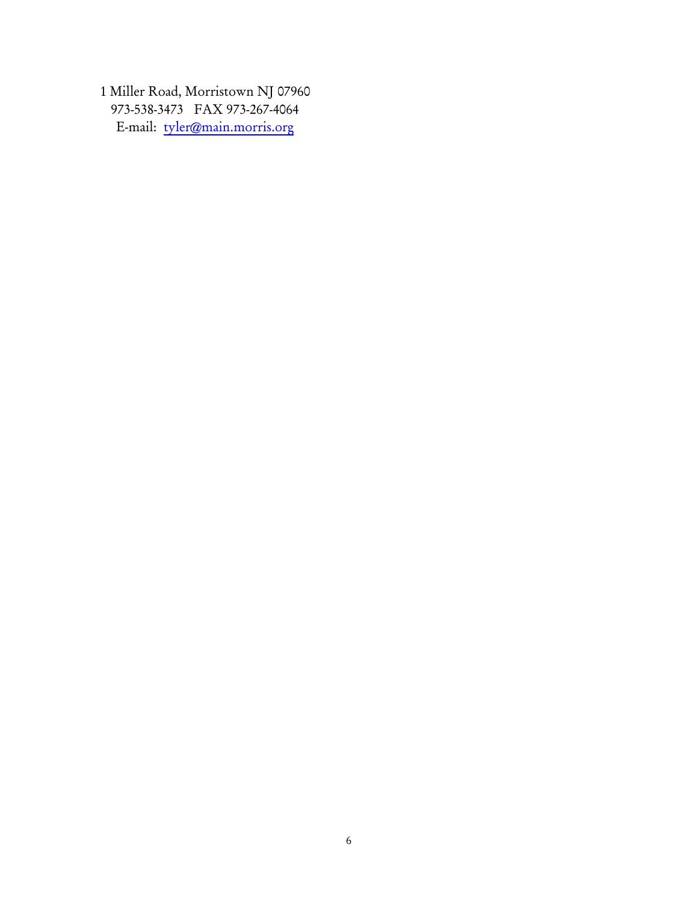1 Miller Road, Morristown NJ 07960
973-538-3473   FAX 973-267-4064
E-mail: [tyler@main.morris.org](mailto:tyler@main.morris.org)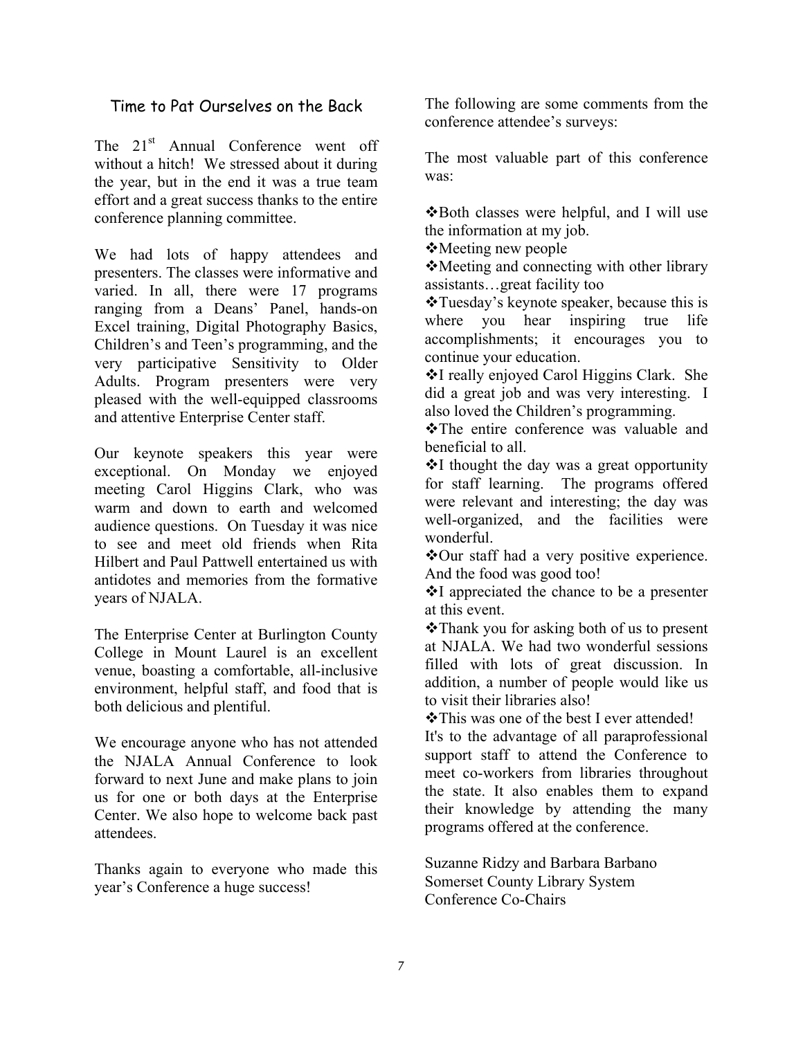## Time to Pat Ourselves on the Back

The 21st Annual Conference went off without a hitch! We stressed about it during the year, but in the end it was a true team effort and a great success thanks to the entire conference planning committee.

We had lots of happy attendees and presenters. The classes were informative and varied. In all, there were 17 programs ranging from a Deans' Panel, hands-on Excel training, Digital Photography Basics, Children's and Teen's programming, and the very participative Sensitivity to Older Adults. Program presenters were very pleased with the well-equipped classrooms and attentive Enterprise Center staff.

Our keynote speakers this year were exceptional. On Monday we enjoyed meeting Carol Higgins Clark, who was warm and down to earth and welcomed audience questions. On Tuesday it was nice to see and meet old friends when Rita Hilbert and Paul Pattwell entertained us with antidotes and memories from the formative years of NJALA.

The Enterprise Center at Burlington County College in Mount Laurel is an excellent venue, boasting a comfortable, all-inclusive environment, helpful staff, and food that is both delicious and plentiful.

We encourage anyone who has not attended the NJALA Annual Conference to look forward to next June and make plans to join us for one or both days at the Enterprise Center. We also hope to welcome back past attendees.

Thanks again to everyone who made this year's Conference a huge success!

The following are some comments from the conference attendee's surveys:

The most valuable part of this conference was:

- Both classes were helpful, and I will use the information at my job.
- Meeting new people
- Meeting and connecting with other library assistants…great facility too
- Tuesday's keynote speaker, because this is where you hear inspiring true life accomplishments; it encourages you to continue your education.
- I really enjoyed Carol Higgins Clark. She did a great job and was very interesting. I also loved the Children's programming.
- The entire conference was valuable and beneficial to all.
- I thought the day was a great opportunity for staff learning. The programs offered were relevant and interesting; the day was well-organized, and the facilities were wonderful.
- Our staff had a very positive experience. And the food was good too!
- I appreciated the chance to be a presenter at this event.
- Thank you for asking both of us to present at NJALA. We had two wonderful sessions filled with lots of great discussion. In addition, a number of people would like us to visit their libraries also!
- This was one of the best I ever attended!

It's to the advantage of all paraprofessional support staff to attend the Conference to meet co-workers from libraries throughout the state. It also enables them to expand their knowledge by attending the many programs offered at the conference.

Suzanne Ridzy and Barbara Barbano  
Somerset County Library System  
Conference Co-Chairs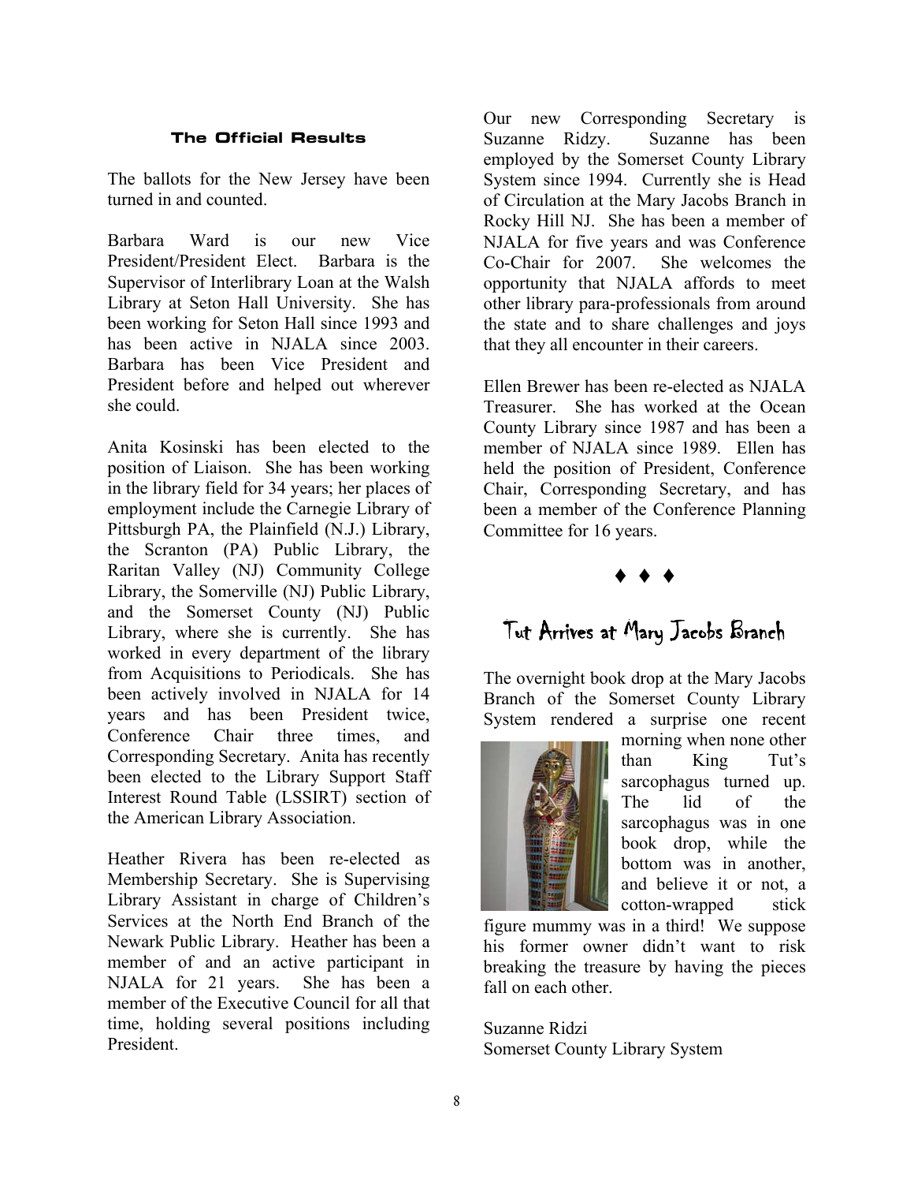## The Official Results

The ballots for the New Jersey have been turned in and counted.

Barbara Ward is our new Vice President/President Elect. Barbara is the Supervisor of Interlibrary Loan at the Walsh Library at Seton Hall University. She has been working for Seton Hall since 1993 and has been active in NJALA since 2003. Barbara has been Vice President and President before and helped out wherever she could.

Anita Kosinski has been elected to the position of Liaison. She has been working in the library field for 34 years; her places of employment include the Carnegie Library of Pittsburgh PA, the Plainfield (N.J.) Library, the Scranton (PA) Public Library, the Raritan Valley (NJ) Community College Library, the Somerville (NJ) Public Library, and the Somerset County (NJ) Public Library, where she is currently. She has worked in every department of the library from Acquisitions to Periodicals. She has been actively involved in NJALA for 14 years and has been President twice, Conference Chair three times, and Corresponding Secretary. Anita has recently been elected to the Library Support Staff Interest Round Table (LSSIRT) section of the American Library Association.

Heather Rivera has been re-elected as Membership Secretary. She is Supervising Library Assistant in charge of Children's Services at the North End Branch of the Newark Public Library. Heather has been a member of and an active participant in NJALA for 21 years. She has been a member of the Executive Council for all that time, holding several positions including President.

Our new Corresponding Secretary is Suzanne Ridzy. Suzanne has been employed by the Somerset County Library System since 1994. Currently she is Head of Circulation at the Mary Jacobs Branch in Rocky Hill NJ. She has been a member of NJALA for five years and was Conference Co-Chair for 2007. She welcomes the opportunity that NJALA affords to meet other library para-professionals from around the state and to share challenges and joys that they all encounter in their careers.

Ellen Brewer has been re-elected as NJALA Treasurer. She has worked at the Ocean County Library since 1987 and has been a member of NJALA since 1989. Ellen has held the position of President, Conference Chair, Corresponding Secretary, and has been a member of the Conference Planning Committee for 16 years.

♦ ♦ ♦

## Tut Arrives at Mary Jacobs Branch

The overnight book drop at the Mary Jacobs Branch of the Somerset County Library System rendered a surprise one recent morning when none other than King Tut's sarcophagus turned up. The lid of the sarcophagus was in one book drop, while the bottom was in another, and believe it or not, a cotton-wrapped stick figure mummy was in a third! We suppose his former owner didn't want to risk breaking the treasure by having the pieces fall on each other.

Suzanne Ridzi
Somerset County Library System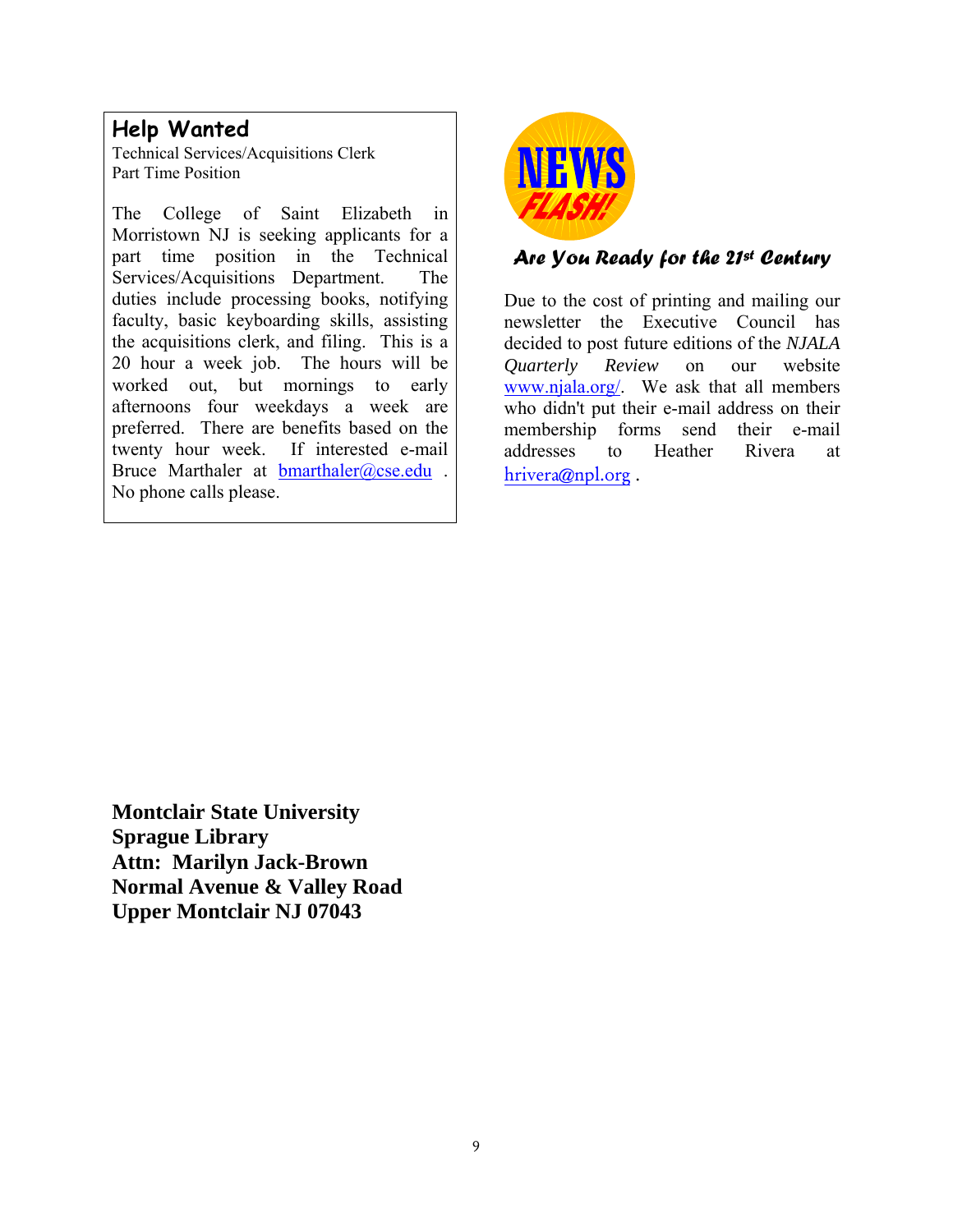## Help Wanted

Technical Services/Acquisitions Clerk
Part Time Position

The College of Saint Elizabeth in Morristown NJ is seeking applicants for a part time position in the Technical Services/Acquisitions Department. The duties include processing books, notifying faculty, basic keyboarding skills, assisting the acquisitions clerk, and filing. This is a 20 hour a week job. The hours will be worked out, but mornings to early afternoons four weekdays a week are preferred. There are benefits based on the twenty hour week. If interested e-mail Bruce Marthaler at bmarthaler@cse.edu . No phone calls please.

NEWS FLASH!

## Are You Ready for the 21st Century

Due to the cost of printing and mailing our newsletter the Executive Council has decided to post future editions of the *NJALA Quarterly Review* on our website www.njala.org/. We ask that all members who didn't put their e-mail address on their membership forms send their e-mail addresses to Heather Rivera at hrivera@npl.org .

**Montclair State University**
**Sprague Library**
**Attn: Marilyn Jack-Brown**
**Normal Avenue & Valley Road**
**Upper Montclair NJ 07043**